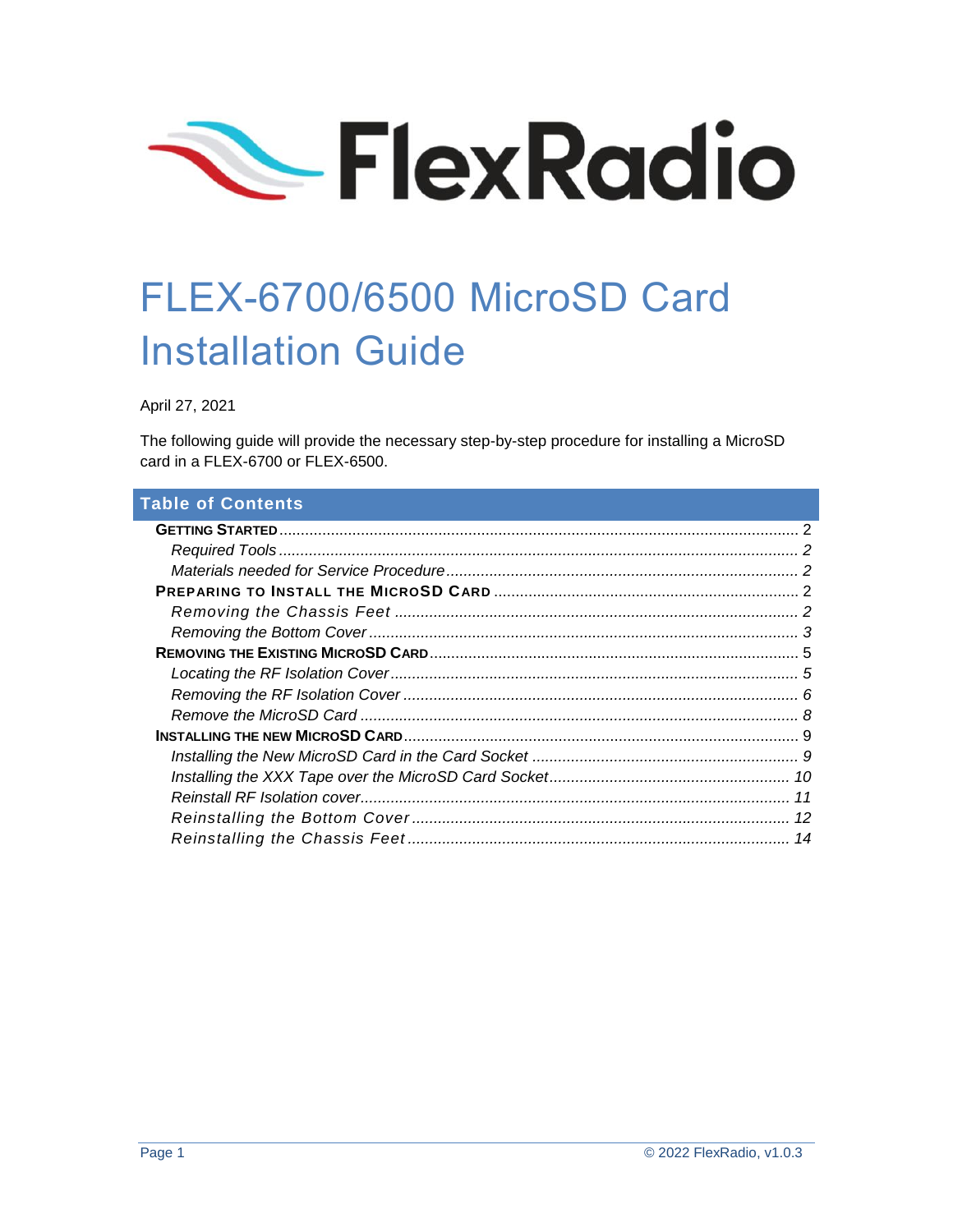FlexRadio

# FLEX-6700/6500 MicroSD Card Installation Guide

April 27, 2021

The following guide will provide the necessary step-by-step procedure for installing a MicroSD card in a FLEX-6700 or FLEX-6500.

## Table of Contents

**GETTING STARTED** ... 2
- *Required Tools* ... 2
- *Materials needed for Service Procedure* ... 2

**PREPARING TO INSTALL THE MICROSD CARD** ... 2
- *Removing the Chassis Feet* ... 2
- *Removing the Bottom Cover* ... 3

**REMOVING THE EXISTING MICROSD CARD** ... 5
- *Locating the RF Isolation Cover* ... 5
- *Removing the RF Isolation Cover* ... 6
- *Remove the MicroSD Card* ... 8

**INSTALLING THE NEW MICROSD CARD** ... 9
- *Installing the New MicroSD Card in the Card Socket* ... 9
- *Installing the XXX Tape over the MicroSD Card Socket* ... 10
- *Reinstall RF Isolation cover* ... 11
- *Reinstalling the Bottom Cover* ... 12
- *Reinstalling the Chassis Feet* ... 14

© 2022 FlexRadio, v1.0.3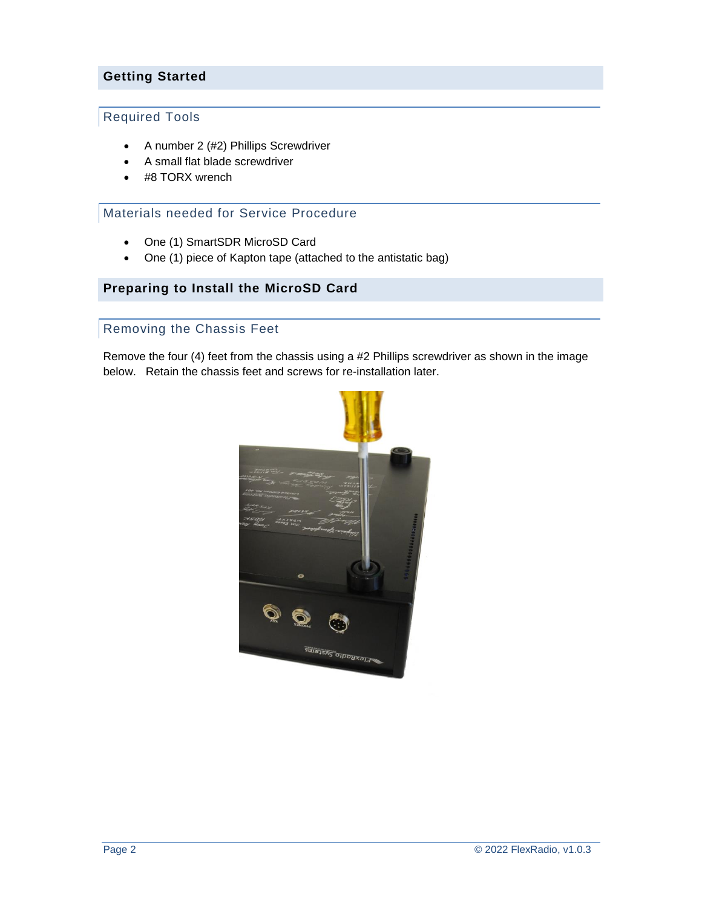## Getting Started

### Required Tools

- A number 2 (#2) Phillips Screwdriver
- A small flat blade screwdriver
- #8 TORX wrench

### Materials needed for Service Procedure

- One (1) SmartSDR MicroSD Card
- One (1) piece of Kapton tape (attached to the antistatic bag)

## Preparing to Install the MicroSD Card

### Removing the Chassis Feet

Remove the four (4) feet from the chassis using a #2 Phillips screwdriver as shown in the image below. Retain the chassis feet and screws for re-installation later.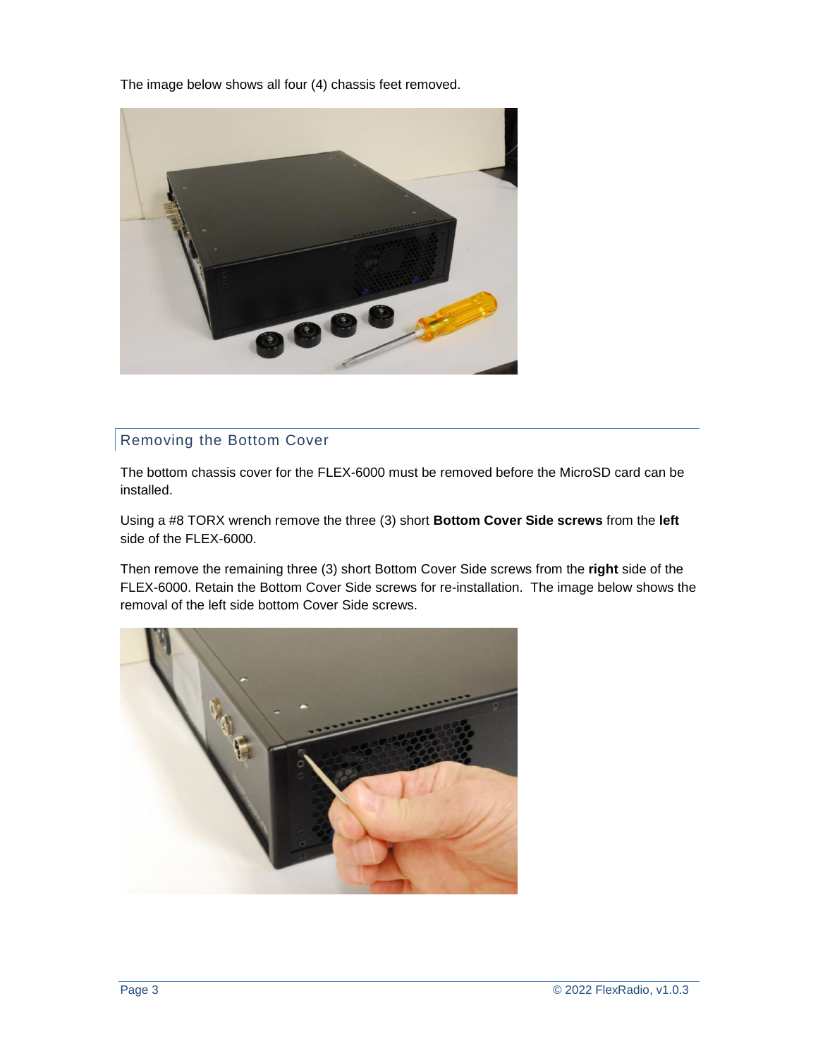The image below shows all four (4) chassis feet removed.

## Removing the Bottom Cover

The bottom chassis cover for the FLEX-6000 must be removed before the MicroSD card can be installed.

Using a #8 TORX wrench remove the three (3) short **Bottom Cover Side screws** from the **left** side of the FLEX-6000.

Then remove the remaining three (3) short Bottom Cover Side screws from the **right** side of the FLEX-6000. Retain the Bottom Cover Side screws for re-installation. The image below shows the removal of the left side bottom Cover Side screws.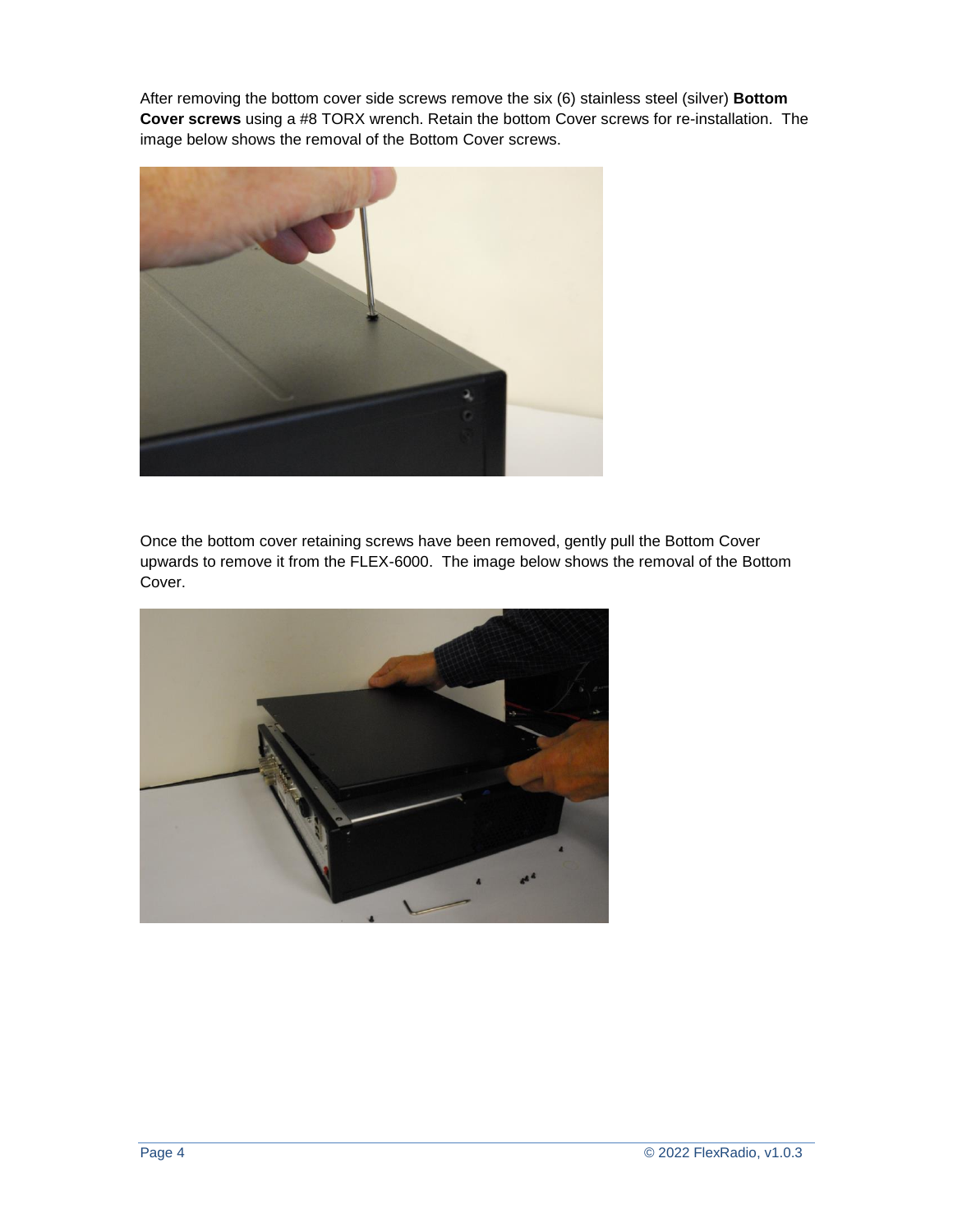After removing the bottom cover side screws remove the six (6) stainless steel (silver) **Bottom Cover screws** using a #8 TORX wrench. Retain the bottom Cover screws for re-installation. The image below shows the removal of the Bottom Cover screws.

Once the bottom cover retaining screws have been removed, gently pull the Bottom Cover upwards to remove it from the FLEX-6000. The image below shows the removal of the Bottom Cover.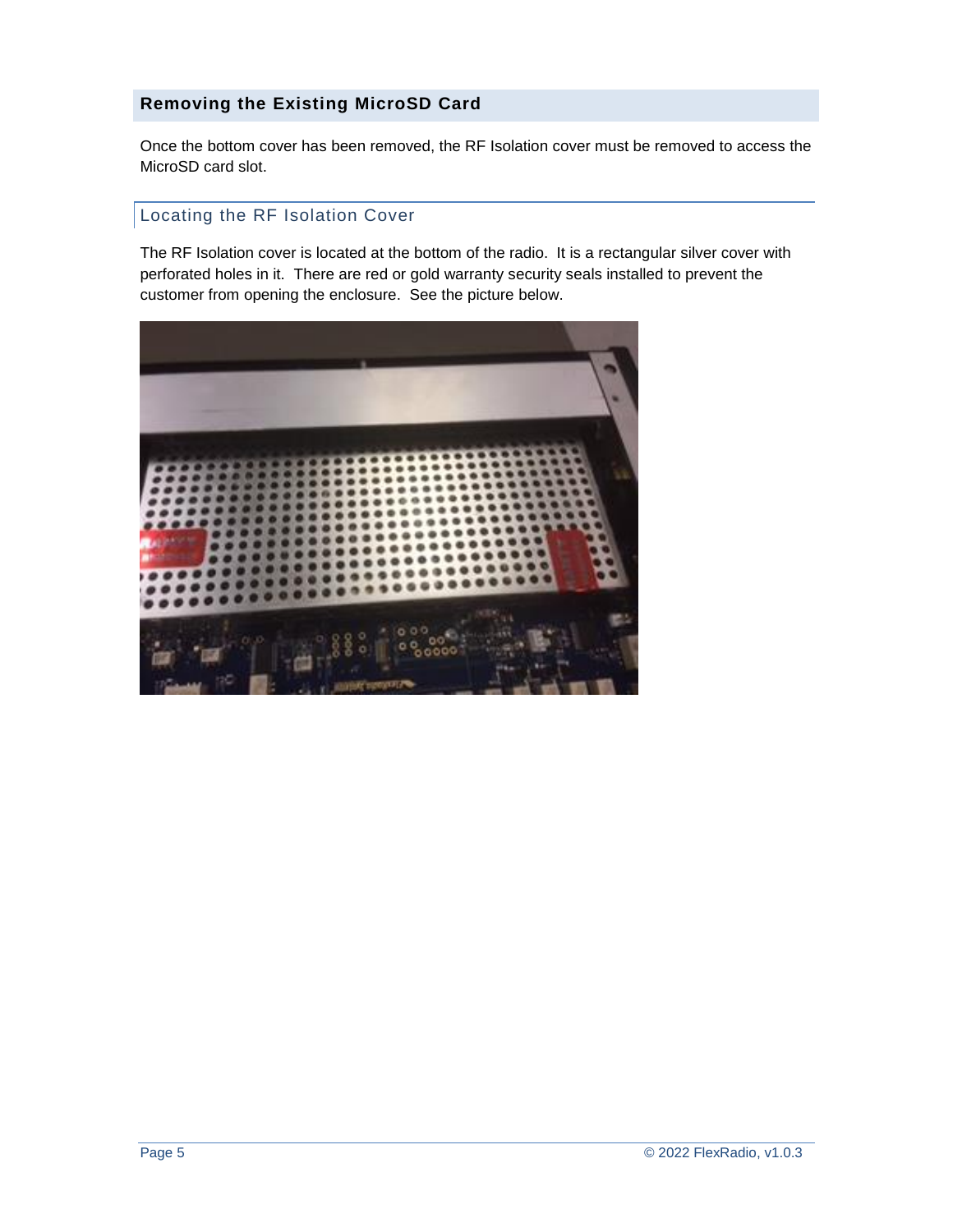## Removing the Existing MicroSD Card

Once the bottom cover has been removed, the RF Isolation cover must be removed to access the MicroSD card slot.

### Locating the RF Isolation Cover

The RF Isolation cover is located at the bottom of the radio. It is a rectangular silver cover with perforated holes in it. There are red or gold warranty security seals installed to prevent the customer from opening the enclosure. See the picture below.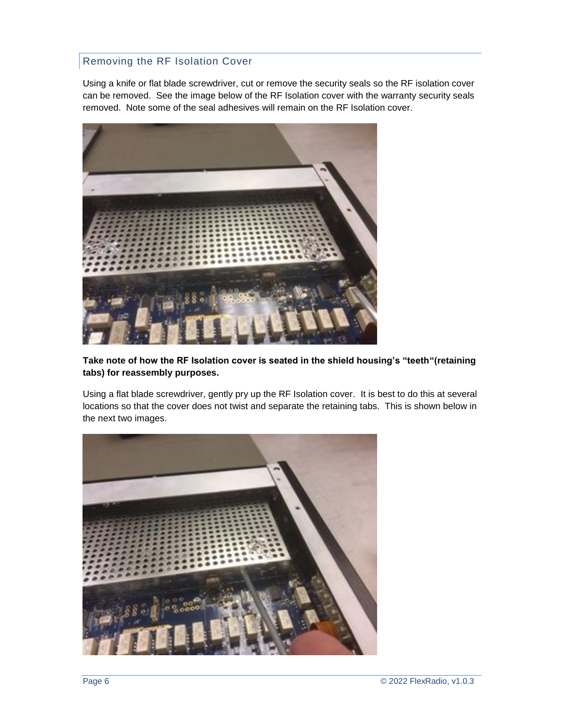## Removing the RF Isolation Cover

Using a knife or flat blade screwdriver, cut or remove the security seals so the RF isolation cover can be removed. See the image below of the RF Isolation cover with the warranty security seals removed. Note some of the seal adhesives will remain on the RF Isolation cover.

**Take note of how the RF Isolation cover is seated in the shield housing's "teeth"(retaining tabs) for reassembly purposes.**

Using a flat blade screwdriver, gently pry up the RF Isolation cover. It is best to do this at several locations so that the cover does not twist and separate the retaining tabs. This is shown below in the next two images.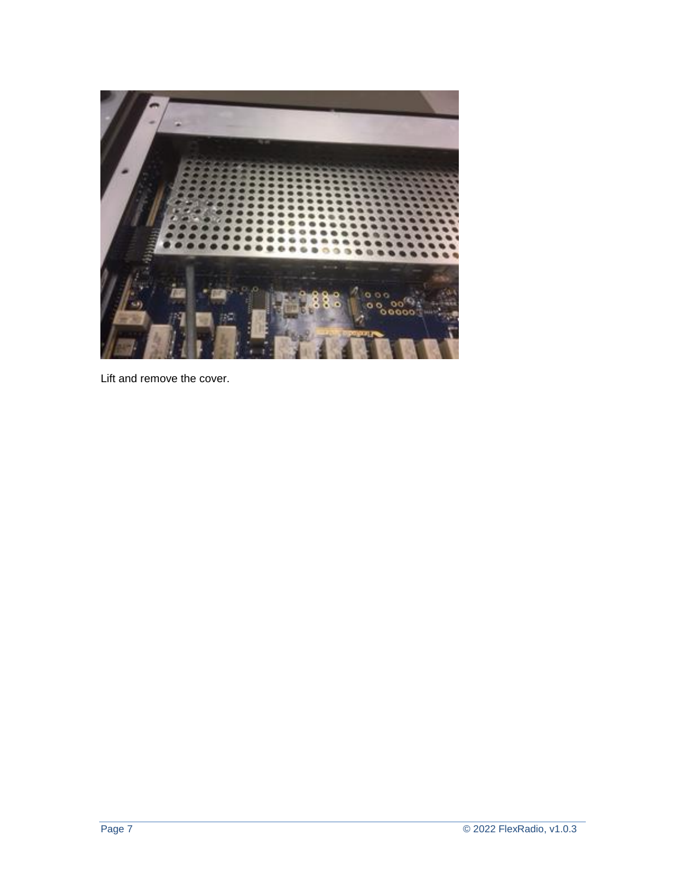Lift and remove the cover.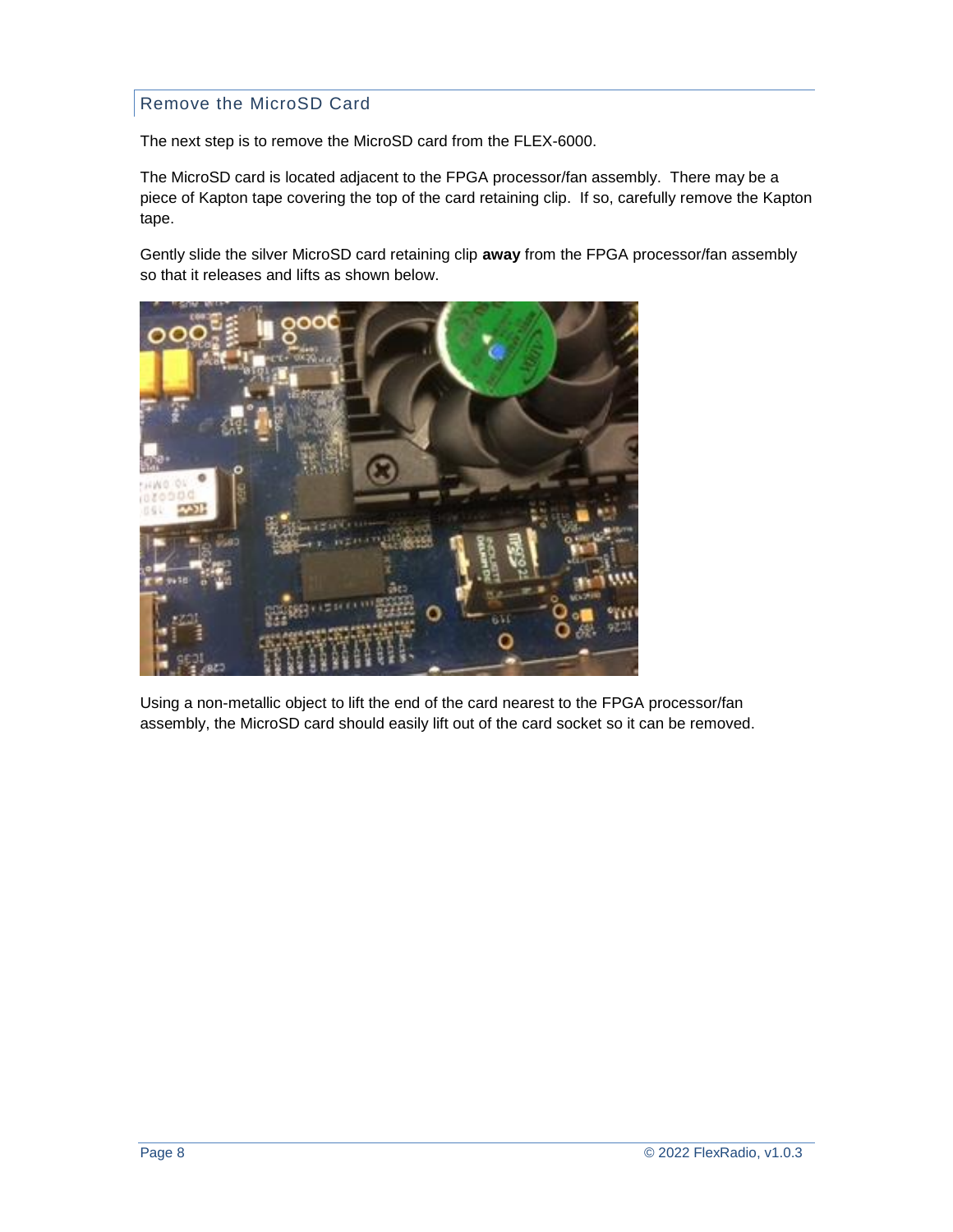## Remove the MicroSD Card

The next step is to remove the MicroSD card from the FLEX-6000.

The MicroSD card is located adjacent to the FPGA processor/fan assembly. There may be a piece of Kapton tape covering the top of the card retaining clip. If so, carefully remove the Kapton tape.

Gently slide the silver MicroSD card retaining clip **away** from the FPGA processor/fan assembly so that it releases and lifts as shown below.

Using a non-metallic object to lift the end of the card nearest to the FPGA processor/fan assembly, the MicroSD card should easily lift out of the card socket so it can be removed.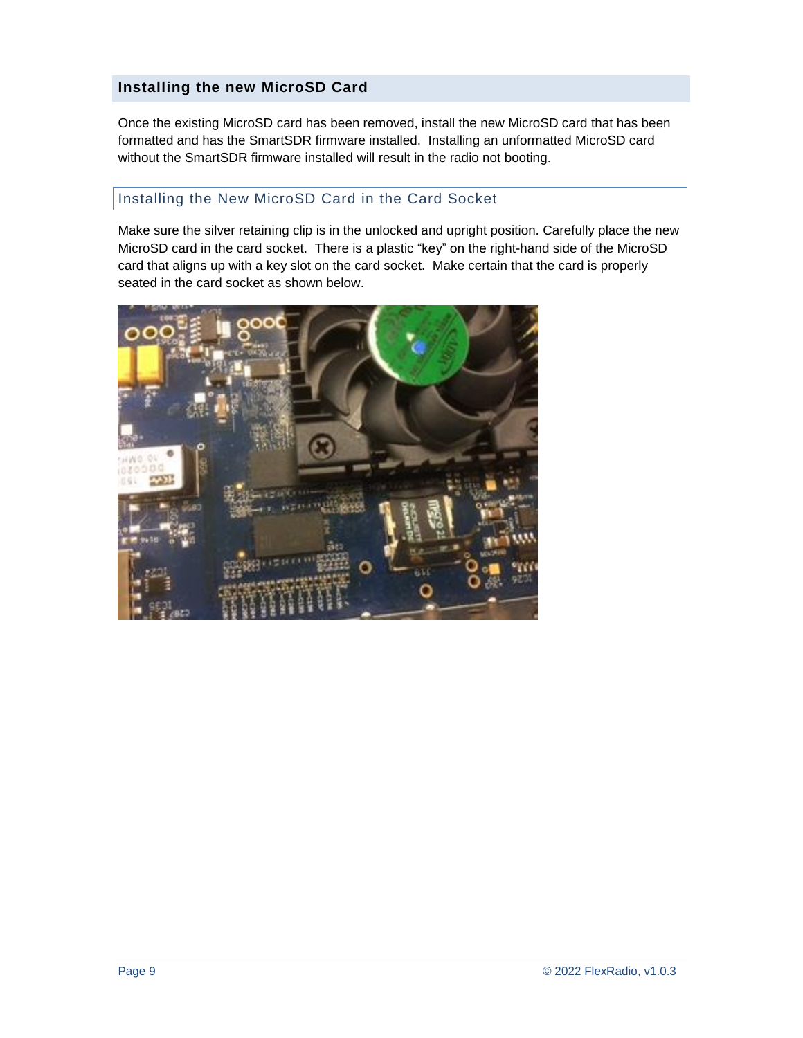## Installing the new MicroSD Card

Once the existing MicroSD card has been removed, install the new MicroSD card that has been formatted and has the SmartSDR firmware installed. Installing an unformatted MicroSD card without the SmartSDR firmware installed will result in the radio not booting.

### Installing the New MicroSD Card in the Card Socket

Make sure the silver retaining clip is in the unlocked and upright position. Carefully place the new MicroSD card in the card socket. There is a plastic "key" on the right-hand side of the MicroSD card that aligns up with a key slot on the card socket. Make certain that the card is properly seated in the card socket as shown below.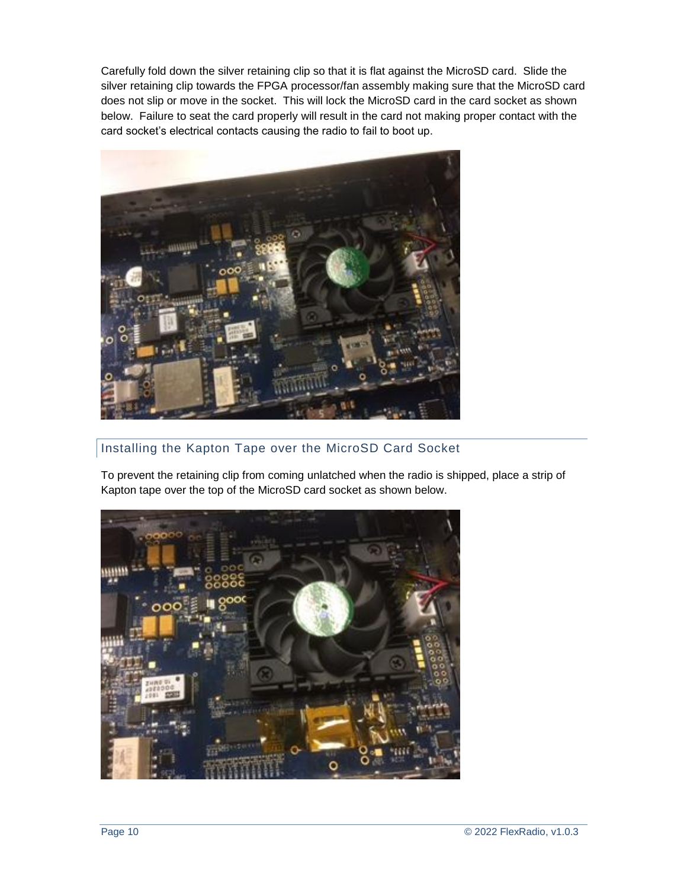Carefully fold down the silver retaining clip so that it is flat against the MicroSD card. Slide the silver retaining clip towards the FPGA processor/fan assembly making sure that the MicroSD card does not slip or move in the socket. This will lock the MicroSD card in the card socket as shown below. Failure to seat the card properly will result in the card not making proper contact with the card socket's electrical contacts causing the radio to fail to boot up.

## Installing the Kapton Tape over the MicroSD Card Socket

To prevent the retaining clip from coming unlatched when the radio is shipped, place a strip of Kapton tape over the top of the MicroSD card socket as shown below.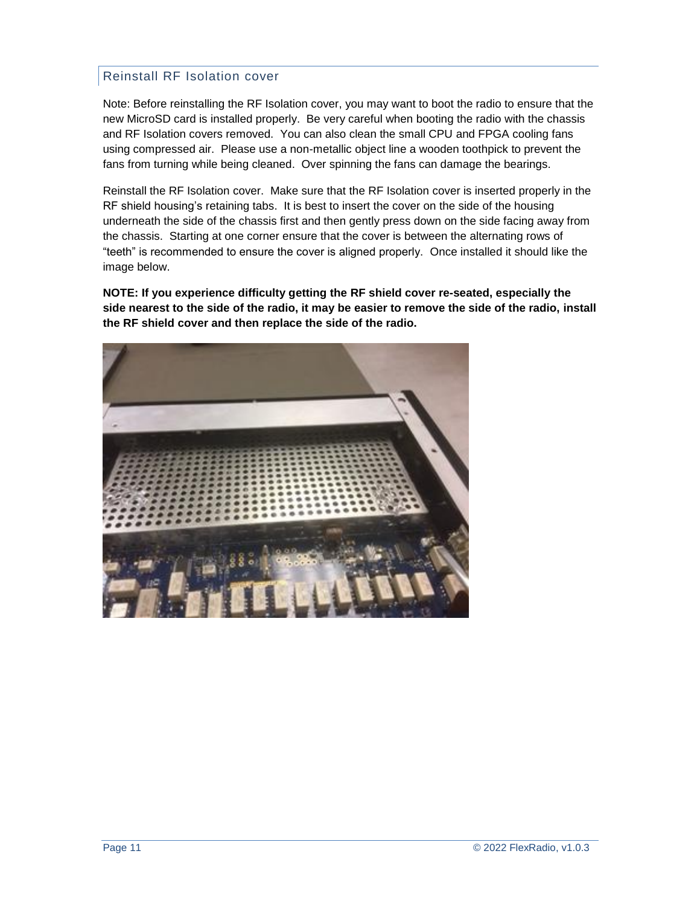## Reinstall RF Isolation cover

Note: Before reinstalling the RF Isolation cover, you may want to boot the radio to ensure that the new MicroSD card is installed properly. Be very careful when booting the radio with the chassis and RF Isolation covers removed. You can also clean the small CPU and FPGA cooling fans using compressed air. Please use a non-metallic object line a wooden toothpick to prevent the fans from turning while being cleaned. Over spinning the fans can damage the bearings.

Reinstall the RF Isolation cover. Make sure that the RF Isolation cover is inserted properly in the RF shield housing's retaining tabs. It is best to insert the cover on the side of the housing underneath the side of the chassis first and then gently press down on the side facing away from the chassis. Starting at one corner ensure that the cover is between the alternating rows of "teeth" is recommended to ensure the cover is aligned properly. Once installed it should like the image below.

**NOTE: If you experience difficulty getting the RF shield cover re-seated, especially the side nearest to the side of the radio, it may be easier to remove the side of the radio, install the RF shield cover and then replace the side of the radio.**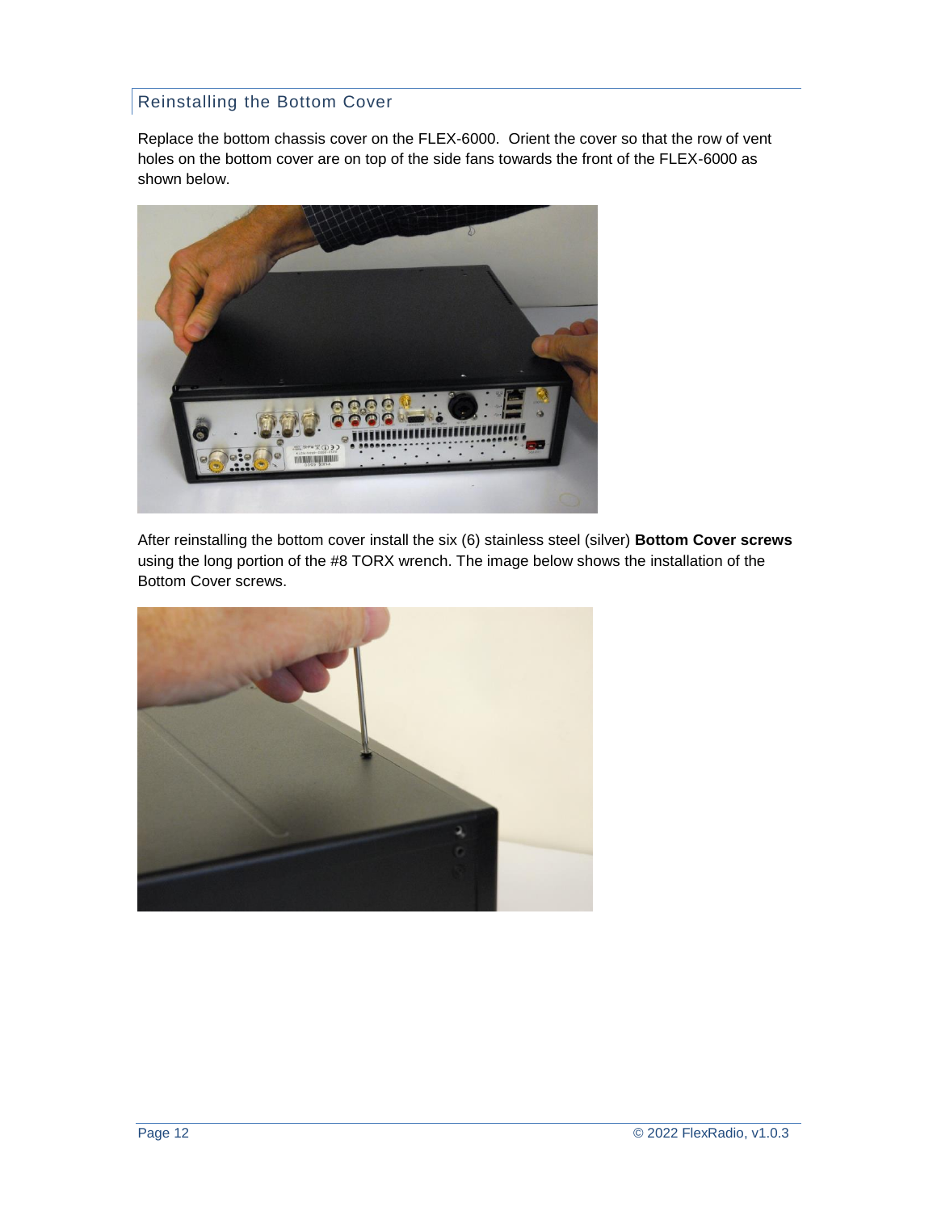## Reinstalling the Bottom Cover

Replace the bottom chassis cover on the FLEX-6000. Orient the cover so that the row of vent holes on the bottom cover are on top of the side fans towards the front of the FLEX-6000 as shown below.

After reinstalling the bottom cover install the six (6) stainless steel (silver) **Bottom Cover screws** using the long portion of the #8 TORX wrench. The image below shows the installation of the Bottom Cover screws.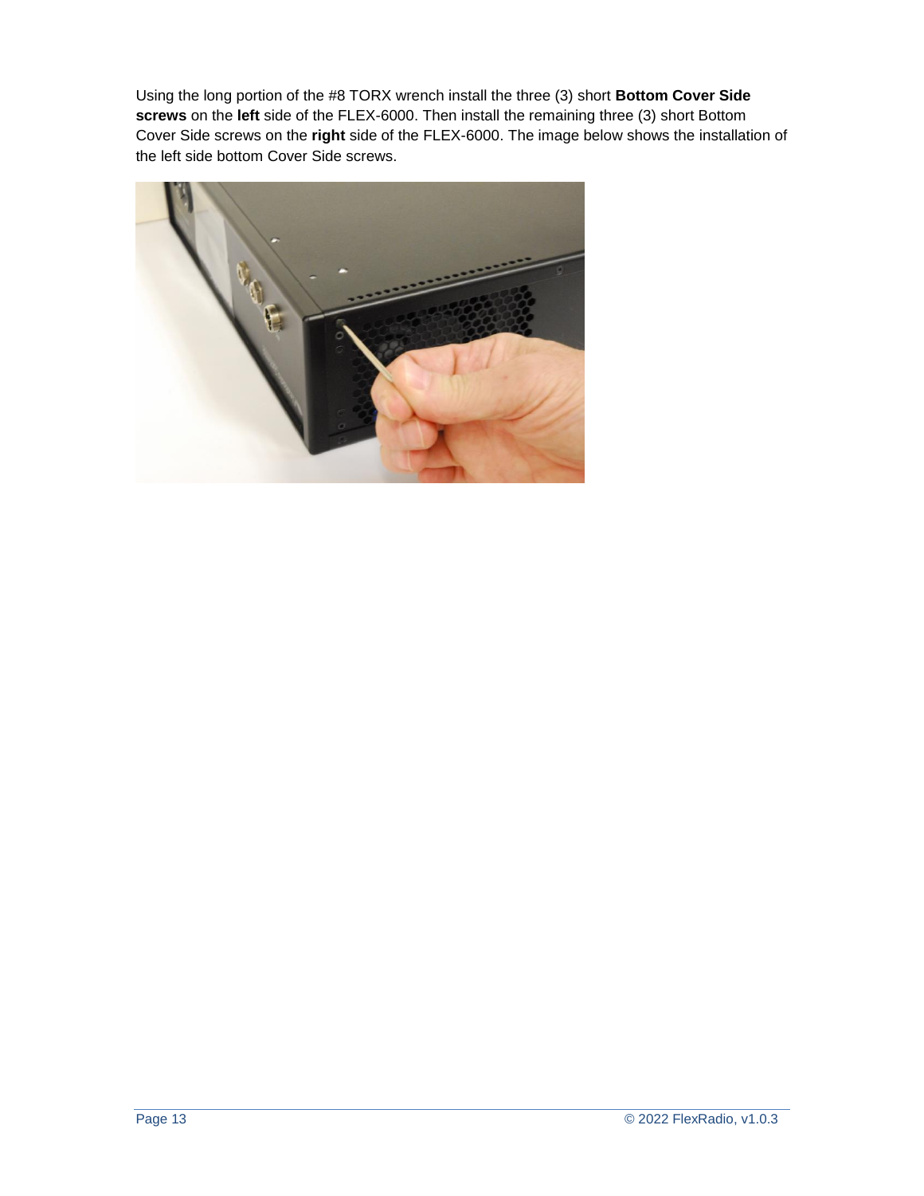Using the long portion of the #8 TORX wrench install the three (3) short **Bottom Cover Side screws** on the **left** side of the FLEX-6000. Then install the remaining three (3) short Bottom Cover Side screws on the **right** side of the FLEX-6000. The image below shows the installation of the left side bottom Cover Side screws.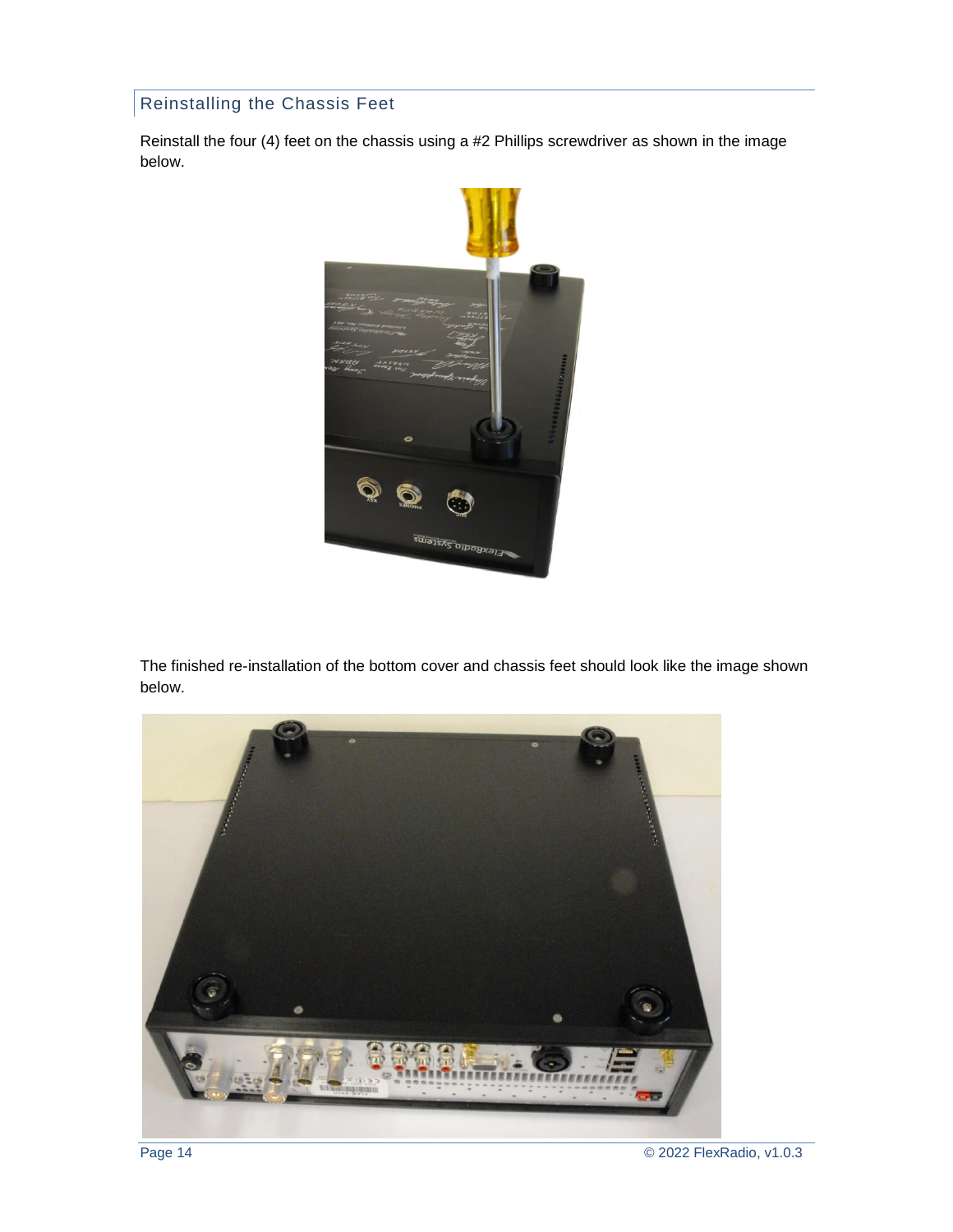## Reinstalling the Chassis Feet

Reinstall the four (4) feet on the chassis using a #2 Phillips screwdriver as shown in the image below.

The finished re-installation of the bottom cover and chassis feet should look like the image shown below.